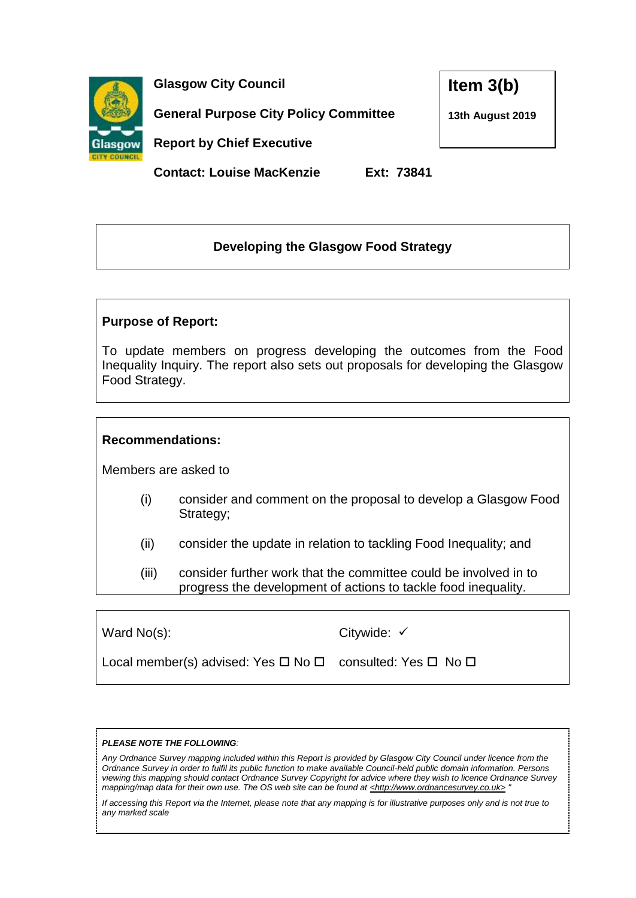**Glasgow City Council**

**General Purpose City Policy Committee**

**Report by Chief Executive**

**Contact: Louise MacKenzie** **Ext: 73841**

**Item 3(b)**

**13th August 2019**

## Developing the Glasgow Food Strategy

**Purpose of Report:**

To update members on progress developing the outcomes from the Food Inequality Inquiry. The report also sets out proposals for developing the Glasgow Food Strategy.

**Recommendations:**

Members are asked to

(i) consider and comment on the proposal to develop a Glasgow Food Strategy;

(ii) consider the update in relation to tackling Food Inequality; and

(iii) consider further work that the committee could be involved in to progress the development of actions to tackle food inequality.

| | |
|---|---|
| Ward No(s): | Citywide: ✓ |
| Local member(s) advised: Yes ☐ No ☐ | consulted: Yes ☐ No ☐ |

***PLEASE NOTE THE FOLLOWING:***

*Any Ordnance Survey mapping included within this Report is provided by Glasgow City Council under licence from the Ordnance Survey in order to fulfil its public function to make available Council-held public domain information. Persons viewing this mapping should contact Ordnance Survey Copyright for advice where they wish to licence Ordnance Survey mapping/map data for their own use. The OS web site can be found at <http://www.ordnancesurvey.co.uk> "*

*If accessing this Report via the Internet, please note that any mapping is for illustrative purposes only and is not true to any marked scale*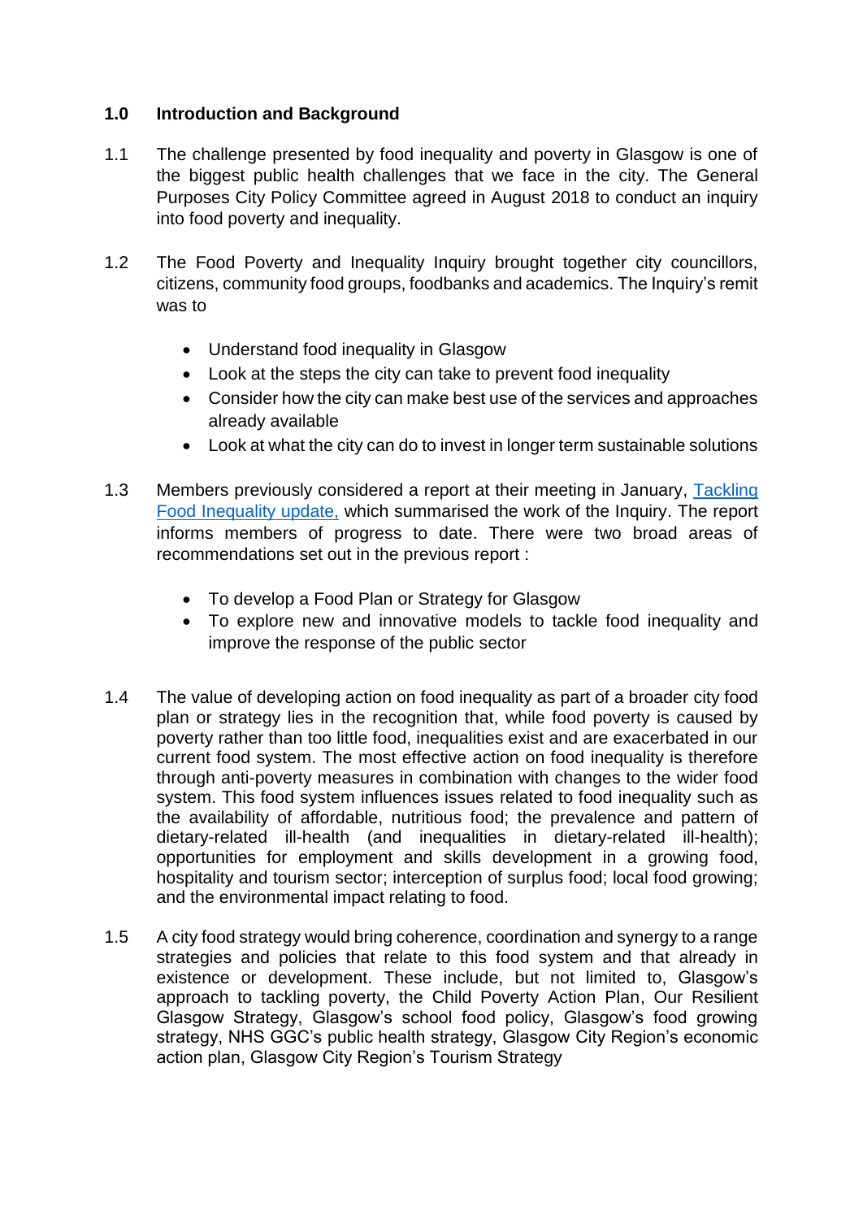## 1.0 Introduction and Background

1.1 The challenge presented by food inequality and poverty in Glasgow is one of the biggest public health challenges that we face in the city. The General Purposes City Policy Committee agreed in August 2018 to conduct an inquiry into food poverty and inequality.

1.2 The Food Poverty and Inequality Inquiry brought together city councillors, citizens, community food groups, foodbanks and academics. The Inquiry's remit was to

- Understand food inequality in Glasgow
- Look at the steps the city can take to prevent food inequality
- Consider how the city can make best use of the services and approaches already available
- Look at what the city can do to invest in longer term sustainable solutions

1.3 Members previously considered a report at their meeting in January, [Tackling Food Inequality update,](#) which summarised the work of the Inquiry. The report informs members of progress to date. There were two broad areas of recommendations set out in the previous report :

- To develop a Food Plan or Strategy for Glasgow
- To explore new and innovative models to tackle food inequality and improve the response of the public sector

1.4 The value of developing action on food inequality as part of a broader city food plan or strategy lies in the recognition that, while food poverty is caused by poverty rather than too little food, inequalities exist and are exacerbated in our current food system. The most effective action on food inequality is therefore through anti-poverty measures in combination with changes to the wider food system. This food system influences issues related to food inequality such as the availability of affordable, nutritious food; the prevalence and pattern of dietary-related ill-health (and inequalities in dietary-related ill-health); opportunities for employment and skills development in a growing food, hospitality and tourism sector; interception of surplus food; local food growing; and the environmental impact relating to food.

1.5 A city food strategy would bring coherence, coordination and synergy to a range strategies and policies that relate to this food system and that already in existence or development. These include, but not limited to, Glasgow's approach to tackling poverty, the Child Poverty Action Plan, Our Resilient Glasgow Strategy, Glasgow's school food policy, Glasgow's food growing strategy, NHS GGC's public health strategy, Glasgow City Region's economic action plan, Glasgow City Region's Tourism Strategy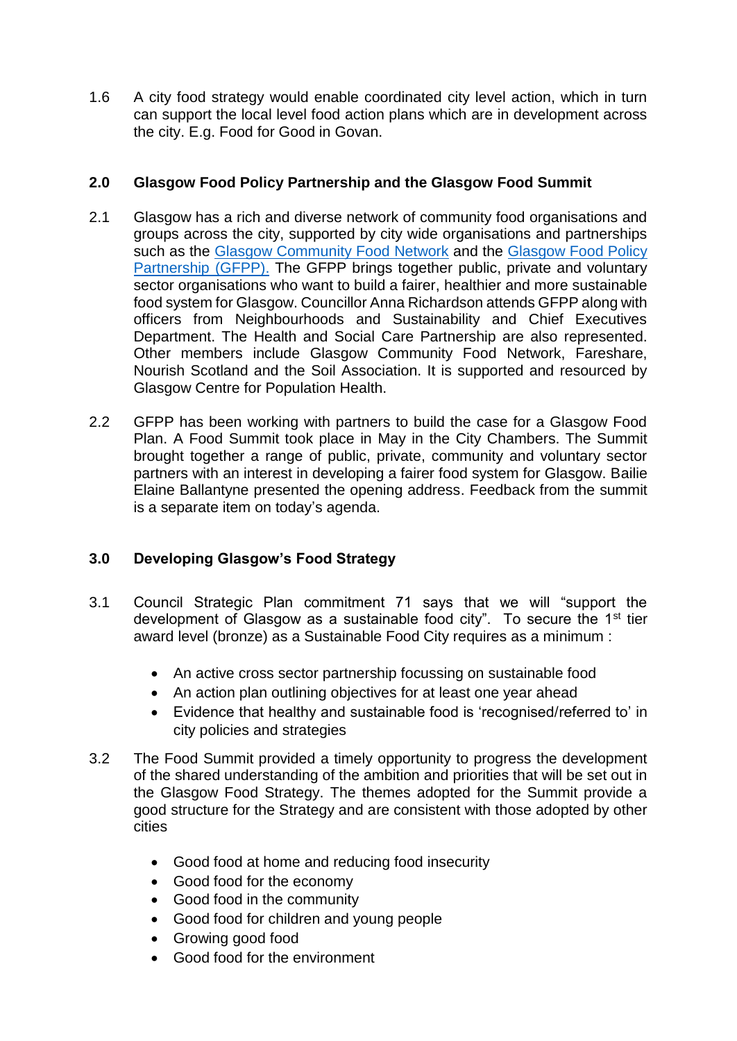1.6 A city food strategy would enable coordinated city level action, which in turn can support the local level food action plans which are in development across the city. E.g. Food for Good in Govan.

## 2.0 Glasgow Food Policy Partnership and the Glasgow Food Summit

2.1 Glasgow has a rich and diverse network of community food organisations and groups across the city, supported by city wide organisations and partnerships such as the [Glasgow Community Food Network] and the [Glasgow Food Policy Partnership (GFPP).] The GFPP brings together public, private and voluntary sector organisations who want to build a fairer, healthier and more sustainable food system for Glasgow. Councillor Anna Richardson attends GFPP along with officers from Neighbourhoods and Sustainability and Chief Executives Department. The Health and Social Care Partnership are also represented. Other members include Glasgow Community Food Network, Fareshare, Nourish Scotland and the Soil Association. It is supported and resourced by Glasgow Centre for Population Health.

2.2 GFPP has been working with partners to build the case for a Glasgow Food Plan. A Food Summit took place in May in the City Chambers. The Summit brought together a range of public, private, community and voluntary sector partners with an interest in developing a fairer food system for Glasgow. Bailie Elaine Ballantyne presented the opening address. Feedback from the summit is a separate item on today's agenda.

## 3.0 Developing Glasgow's Food Strategy

3.1 Council Strategic Plan commitment 71 says that we will "support the development of Glasgow as a sustainable food city". To secure the 1st tier award level (bronze) as a Sustainable Food City requires as a minimum :

- An active cross sector partnership focussing on sustainable food
- An action plan outlining objectives for at least one year ahead
- Evidence that healthy and sustainable food is 'recognised/referred to' in city policies and strategies

3.2 The Food Summit provided a timely opportunity to progress the development of the shared understanding of the ambition and priorities that will be set out in the Glasgow Food Strategy. The themes adopted for the Summit provide a good structure for the Strategy and are consistent with those adopted by other cities

- Good food at home and reducing food insecurity
- Good food for the economy
- Good food in the community
- Good food for children and young people
- Growing good food
- Good food for the environment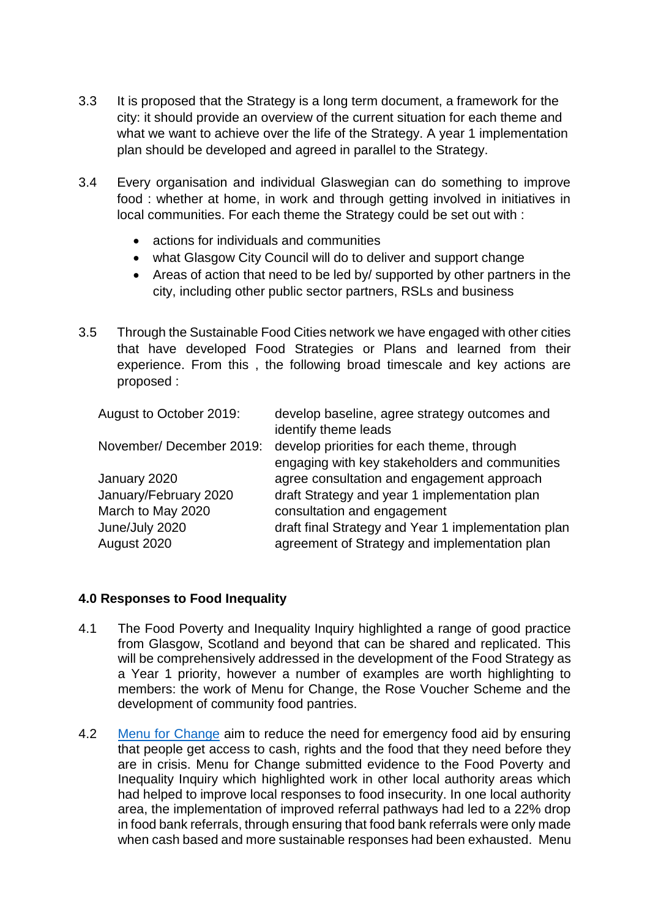3.3 It is proposed that the Strategy is a long term document, a framework for the city: it should provide an overview of the current situation for each theme and what we want to achieve over the life of the Strategy. A year 1 implementation plan should be developed and agreed in parallel to the Strategy.

3.4 Every organisation and individual Glaswegian can do something to improve food : whether at home, in work and through getting involved in initiatives in local communities. For each theme the Strategy could be set out with :

- actions for individuals and communities
- what Glasgow City Council will do to deliver and support change
- Areas of action that need to be led by/ supported by other partners in the city, including other public sector partners, RSLs and business

3.5 Through the Sustainable Food Cities network we have engaged with other cities that have developed Food Strategies or Plans and learned from their experience. From this , the following broad timescale and key actions are proposed :

| | |
|---|---|
| August to October 2019: | develop baseline, agree strategy outcomes and identify theme leads |
| November/ December 2019: | develop priorities for each theme, through engaging with key stakeholders and communities |
| January 2020 | agree consultation and engagement approach |
| January/February 2020 | draft Strategy and year 1 implementation plan |
| March to May 2020 | consultation and engagement |
| June/July 2020 | draft final Strategy and Year 1 implementation plan |
| August 2020 | agreement of Strategy and implementation plan |

## 4.0 Responses to Food Inequality

4.1 The Food Poverty and Inequality Inquiry highlighted a range of good practice from Glasgow, Scotland and beyond that can be shared and replicated. This will be comprehensively addressed in the development of the Food Strategy as a Year 1 priority, however a number of examples are worth highlighting to members: the work of Menu for Change, the Rose Voucher Scheme and the development of community food pantries.

4.2 Menu for Change aim to reduce the need for emergency food aid by ensuring that people get access to cash, rights and the food that they need before they are in crisis. Menu for Change submitted evidence to the Food Poverty and Inequality Inquiry which highlighted work in other local authority areas which had helped to improve local responses to food insecurity. In one local authority area, the implementation of improved referral pathways had led to a 22% drop in food bank referrals, through ensuring that food bank referrals were only made when cash based and more sustainable responses had been exhausted. Menu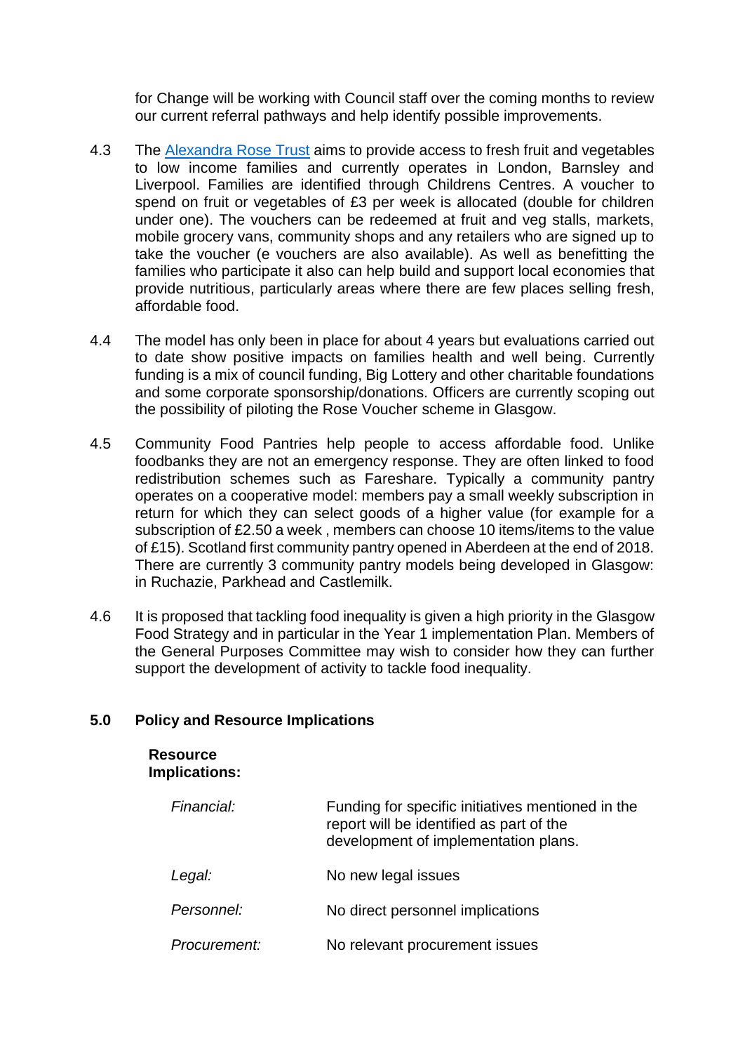for Change will be working with Council staff over the coming months to review our current referral pathways and help identify possible improvements.

4.3 The [Alexandra Rose Trust](Alexandra Rose Trust) aims to provide access to fresh fruit and vegetables to low income families and currently operates in London, Barnsley and Liverpool. Families are identified through Childrens Centres. A voucher to spend on fruit or vegetables of £3 per week is allocated (double for children under one). The vouchers can be redeemed at fruit and veg stalls, markets, mobile grocery vans, community shops and any retailers who are signed up to take the voucher (e vouchers are also available). As well as benefitting the families who participate it also can help build and support local economies that provide nutritious, particularly areas where there are few places selling fresh, affordable food.

4.4 The model has only been in place for about 4 years but evaluations carried out to date show positive impacts on families health and well being. Currently funding is a mix of council funding, Big Lottery and other charitable foundations and some corporate sponsorship/donations. Officers are currently scoping out the possibility of piloting the Rose Voucher scheme in Glasgow.

4.5 Community Food Pantries help people to access affordable food. Unlike foodbanks they are not an emergency response. They are often linked to food redistribution schemes such as Fareshare. Typically a community pantry operates on a cooperative model: members pay a small weekly subscription in return for which they can select goods of a higher value (for example for a subscription of £2.50 a week , members can choose 10 items/items to the value of £15). Scotland first community pantry opened in Aberdeen at the end of 2018. There are currently 3 community pantry models being developed in Glasgow: in Ruchazie, Parkhead and Castlemilk.

4.6 It is proposed that tackling food inequality is given a high priority in the Glasgow Food Strategy and in particular in the Year 1 implementation Plan. Members of the General Purposes Committee may wish to consider how they can further support the development of activity to tackle food inequality.

## 5.0 Policy and Resource Implications

**Resource Implications:**

| | |
|---|---|
| *Financial:* | Funding for specific initiatives mentioned in the report will be identified as part of the development of implementation plans. |
| *Legal:* | No new legal issues |
| *Personnel:* | No direct personnel implications |
| *Procurement:* | No relevant procurement issues |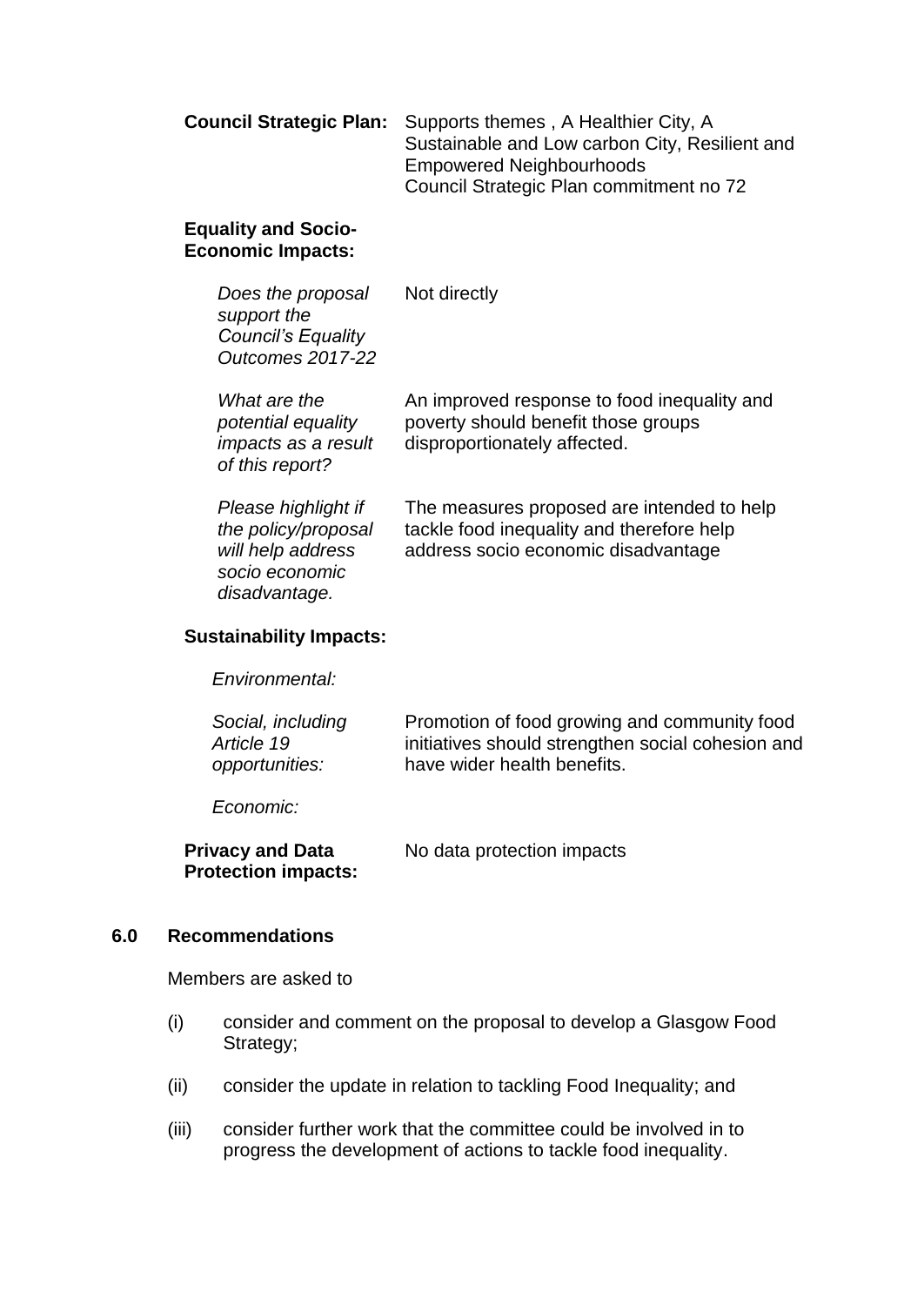**Council Strategic Plan:** Supports themes , A Healthier City, A Sustainable and Low carbon City, Resilient and Empowered Neighbourhoods
Council Strategic Plan commitment no 72

**Equality and Socio-Economic Impacts:**

| | |
|---|---|
| *Does the proposal support the Council's Equality Outcomes 2017-22* | Not directly |
| *What are the potential equality impacts as a result of this report?* | An improved response to food inequality and poverty should benefit those groups disproportionately affected. |
| *Please highlight if the policy/proposal will help address socio economic disadvantage.* | The measures proposed are intended to help tackle food inequality and therefore help address socio economic disadvantage |

**Sustainability Impacts:**

| | |
|---|---|
| *Environmental:* | |
| *Social, including Article 19 opportunities:* | Promotion of food growing and community food initiatives should strengthen social cohesion and have wider health benefits. |
| *Economic:* | |

**Privacy and Data Protection impacts:** No data protection impacts

## 6.0 Recommendations

Members are asked to

(i) consider and comment on the proposal to develop a Glasgow Food Strategy;

(ii) consider the update in relation to tackling Food Inequality; and

(iii) consider further work that the committee could be involved in to progress the development of actions to tackle food inequality.